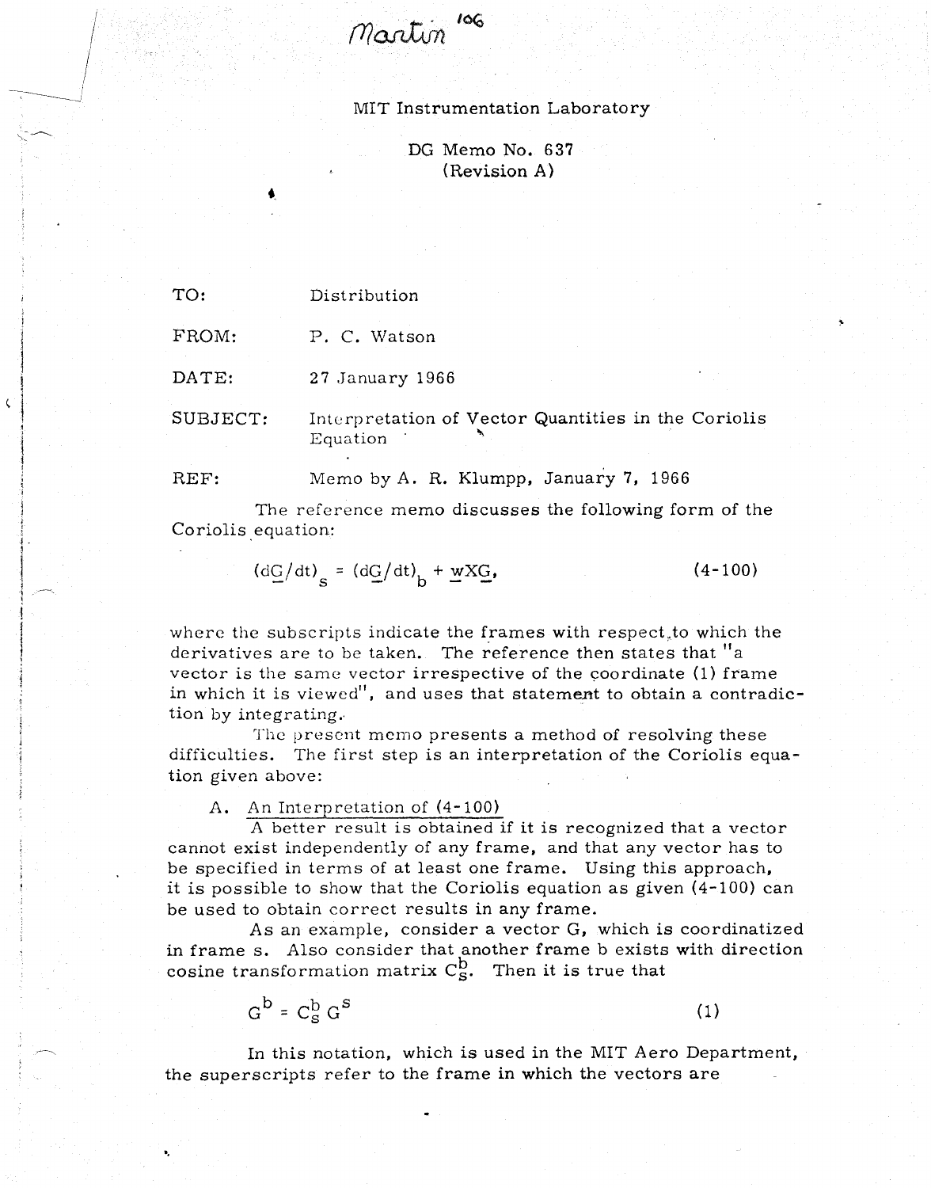Martin 106

MIT Instrumentation Laboratory

DG Memo No. 637
(Revision A)

TO: Distribution

FROM: P. C. Watson

DATE: 27 January 1966

SUBJECT: Interpretation of Vector Quantities in the Coriolis Equation

REF: Memo by A. R. Klumpp, January 7, 1966

The reference memo discusses the following form of the Coriolis equation:

$$(d\underline{G}/dt)_s = (d\underline{G}/dt)_b + \underline{w} X \underline{G}, \qquad (4\text{-}100)$$

where the subscripts indicate the frames with respect to which the derivatives are to be taken. The reference then states that "a vector is the same vector irrespective of the coordinate (1) frame in which it is viewed", and uses that statement to obtain a contradiction by integrating.

The present memo presents a method of resolving these difficulties. The first step is an interpretation of the Coriolis equation given above:

A. <u>An Interpretation of (4-100)</u>

A better result is obtained if it is recognized that a vector cannot exist independently of any frame, and that any vector has to be specified in terms of at least one frame. Using this approach, it is possible to show that the Coriolis equation as given (4-100) can be used to obtain correct results in any frame.

As an example, consider a vector G, which is coordinatized in frame s. Also consider that another frame b exists with direction cosine transformation matrix $C_s^b$. Then it is true that

$$G^b = C_s^b G^s \qquad (1)$$

In this notation, which is used in the MIT Aero Department, the superscripts refer to the frame in which the vectors are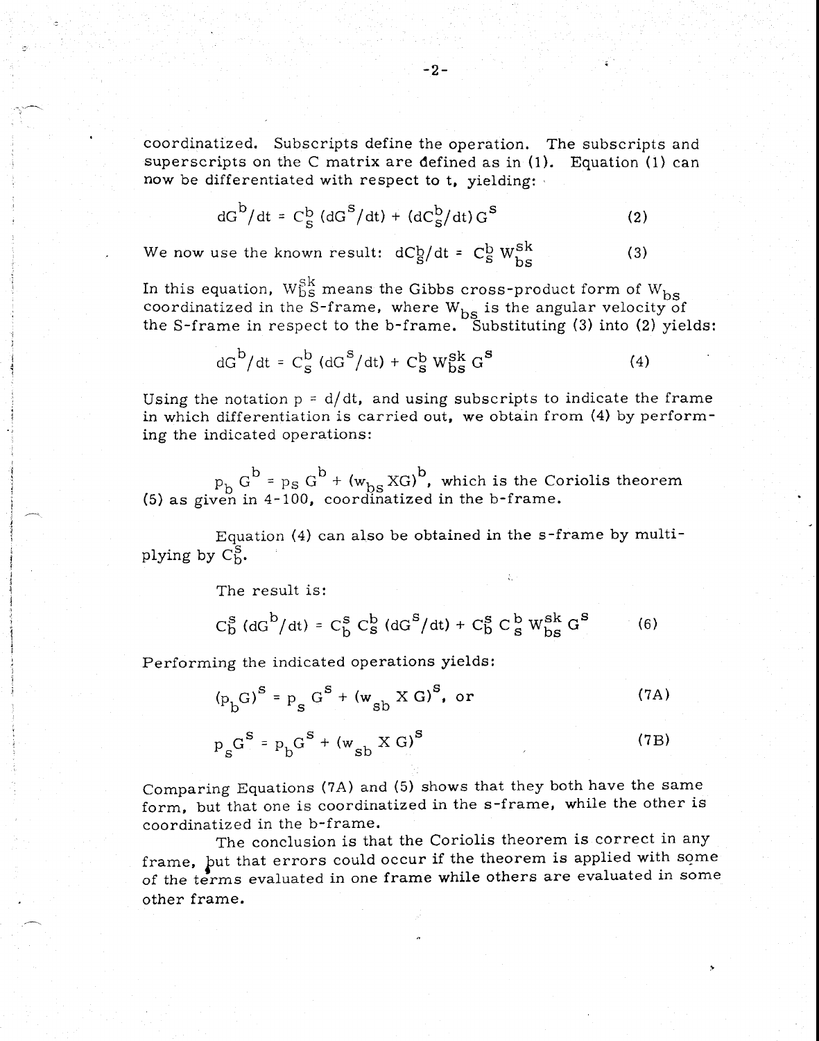coordinatized. Subscripts define the operation. The subscripts and superscripts on the C matrix are defined as in (1). Equation (1) can now be differentiated with respect to t, yielding:

$$dG^b/dt = C_s^b\,(dG^s/dt) + (dC_s^b/dt)\,G^s \tag{2}$$

We now use the known result: $dC_s^b/dt = C_s^b\, W_{bs}^{sk}$ (3)

In this equation, $W_{bs}^{sk}$ means the Gibbs cross-product form of $W_{bs}$ coordinatized in the S-frame, where $W_{bs}$ is the angular velocity of the S-frame in respect to the b-frame. Substituting (3) into (2) yields:

$$dG^b/dt = C_s^b\,(dG^s/dt) + C_s^b\, W_{bs}^{sk}\, G^s \tag{4}$$

Using the notation $p = d/dt$, and using subscripts to indicate the frame in which differentiation is carried out, we obtain from (4) by performing the indicated operations:

$p_b\, G^b = p_S\, G^b + (w_{bs} X G)^b$, which is the Coriolis theorem (5) as given in 4-100, coordinatized in the b-frame.

Equation (4) can also be obtained in the s-frame by multiplying by $C_b^s$.

The result is:

$$C_b^s\,(dG^b/dt) = C_b^s\, C_s^b\,(dG^s/dt) + C_b^s\, C_s^b\, W_{bs}^{sk}\, G^s \tag{6}$$

Performing the indicated operations yields:

$$(p_b G)^s = p_s\, G^s + (w_{sb}\; X\; G)^s, \text{ or} \tag{7A}$$

$$p_s G^s = p_b G^s + (w_{sb}\; X\; G)^s \tag{7B}$$

Comparing Equations (7A) and (5) shows that they both have the same form, but that one is coordinatized in the s-frame, while the other is coordinatized in the b-frame.

The conclusion is that the Coriolis theorem is correct in any frame, but that errors could occur if the theorem is applied with some of the terms evaluated in one frame while others are evaluated in some other frame.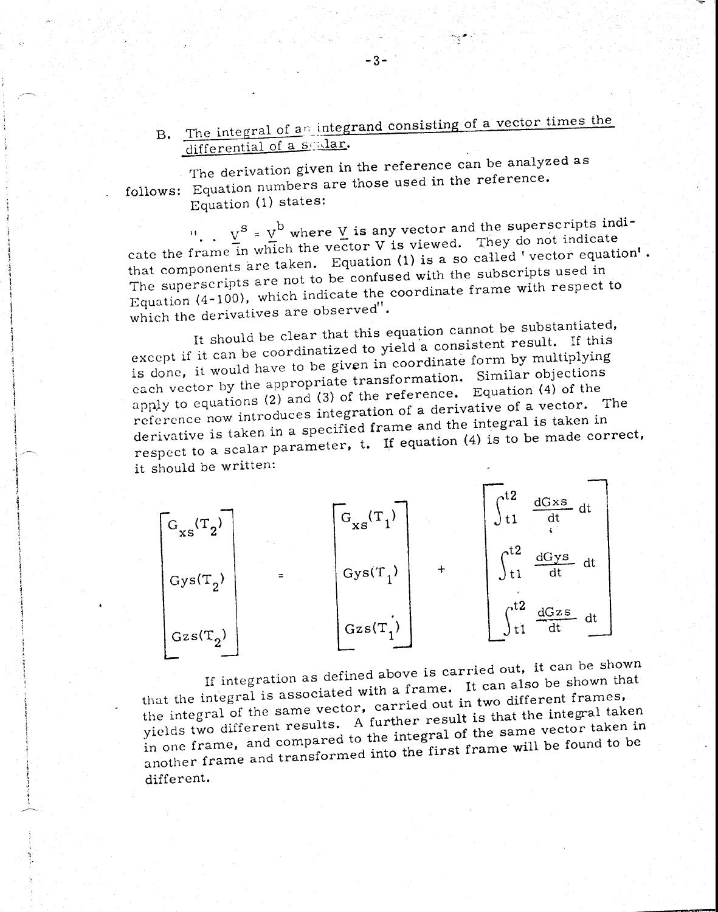B. The integral of an integrand consisting of a vector times the differential of a scalar.

The derivation given in the reference can be analyzed as follows: Equation numbers are those used in the reference. Equation (1) states:

". . $\underline{V}^s = \underline{V}^b$ where $\underline{V}$ is any vector and the superscripts indicate the frame in which the vector V is viewed. They do not indicate that components are taken. Equation (1) is a so called 'vector equation'. The superscripts are not to be confused with the subscripts used in Equation (4-100), which indicate the coordinate frame with respect to which the derivatives are observed".

It should be clear that this equation cannot be substantiated, except if it can be coordinatized to yield a consistent result. If this is done, it would have to be given in coordinate form by multiplying each vector by the appropriate transformation. Similar objections apply to equations (2) and (3) of the reference. Equation (4) of the reference now introduces integration of a derivative of a vector. The derivative is taken in a specified frame and the integral is taken in respect to a scalar parameter, t. If equation (4) is to be made correct, it should be written:

$$\begin{bmatrix} G_{xs}(T_2) \\ G_{ys}(T_2) \\ G_{zs}(T_2) \end{bmatrix} = \begin{bmatrix} G_{xs}(T_1) \\ G_{ys}(T_1) \\ G_{zs}(T_1) \end{bmatrix} + \begin{bmatrix} \int_{t1}^{t2} \frac{dG_{xs}}{dt}\, dt \\ \int_{t1}^{t2} \frac{dG_{ys}}{dt}\, dt \\ \int_{t1}^{t2} \frac{dG_{zs}}{dt}\, dt \end{bmatrix}$$

If integration as defined above is carried out, it can be shown that the integral is associated with a frame. It can also be shown that the integral of the same vector, carried out in two different frames, yields two different results. A further result is that the integral taken in one frame, and compared to the integral of the same vector taken in another frame and transformed into the first frame will be found to be different.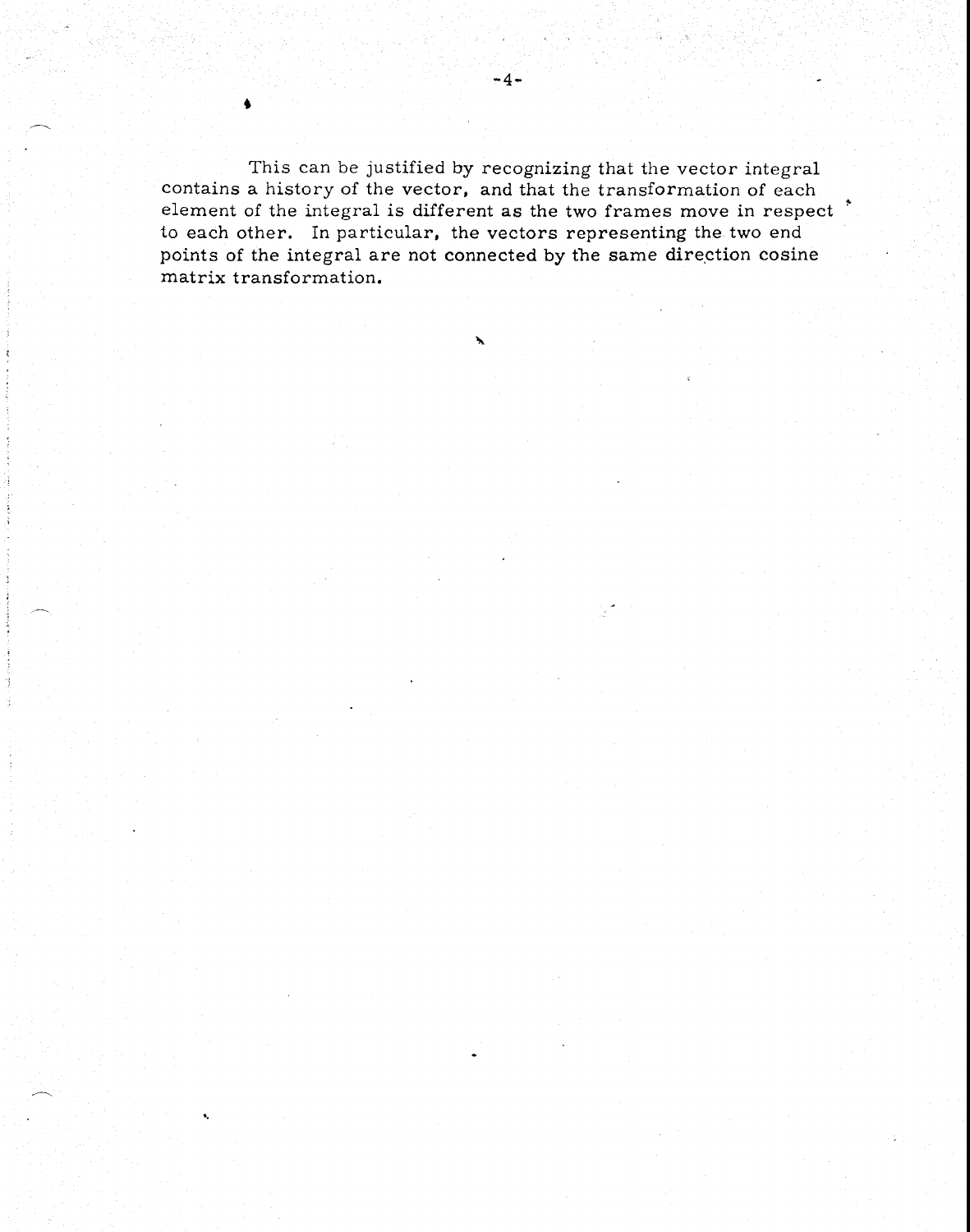This can be justified by recognizing that the vector integral contains a history of the vector, and that the transformation of each element of the integral is different as the two frames move in respect to each other. In particular, the vectors representing the two end points of the integral are not connected by the same direction cosine matrix transformation.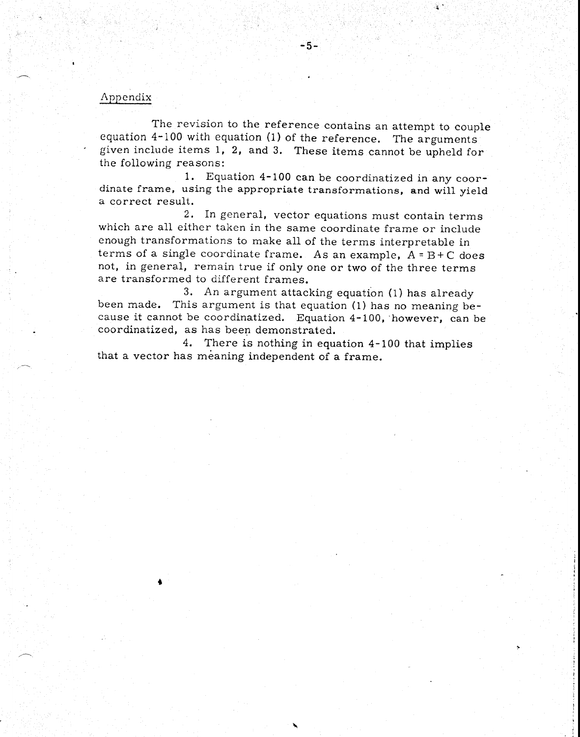## Appendix

The revision to the reference contains an attempt to couple equation 4-100 with equation (1) of the reference. The arguments given include items 1, 2, and 3. These items cannot be upheld for the following reasons:

1. Equation 4-100 can be coordinatized in any coordinate frame, using the appropriate transformations, and will yield a correct result.

2. In general, vector equations must contain terms which are all either taken in the same coordinate frame or include enough transformations to make all of the terms interpretable in terms of a single coordinate frame. As an example, $A = B + C$ does not, in general, remain true if only one or two of the three terms are transformed to different frames.

3. An argument attacking equation (1) has already been made. This argument is that equation (1) has no meaning because it cannot be coordinatized. Equation 4-100, however, can be coordinatized, as has been demonstrated.

4. There is nothing in equation 4-100 that implies that a vector has meaning independent of a frame.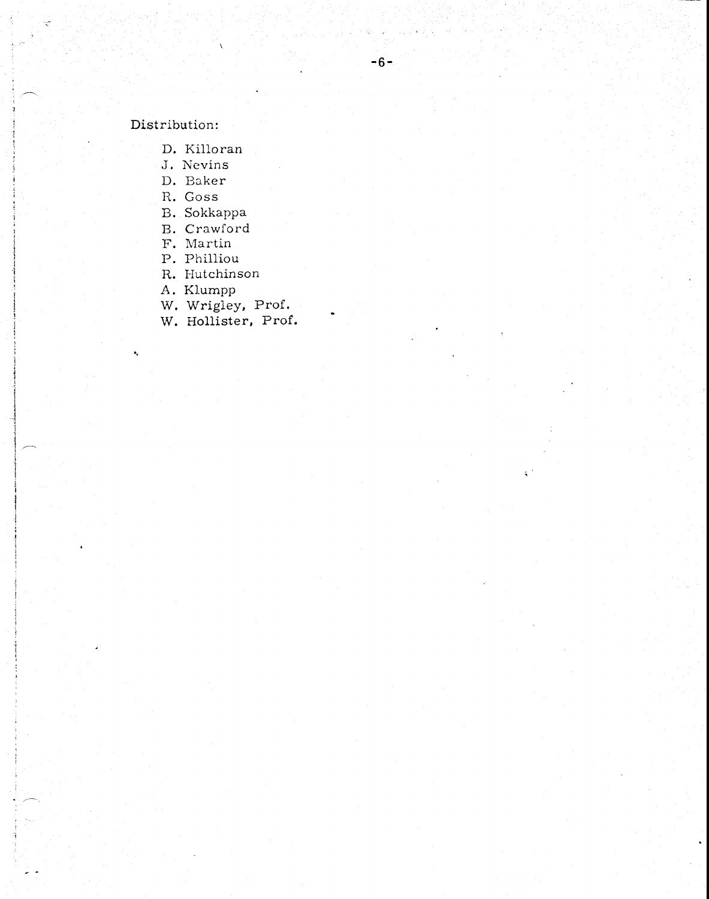Distribution:

D. Killoran
J. Nevins
D. Baker
R. Goss
B. Sokkappa
B. Crawford
F. Martin
P. Philliou
R. Hutchinson
A. Klumpp
W. Wrigley, Prof.
W. Hollister, Prof.